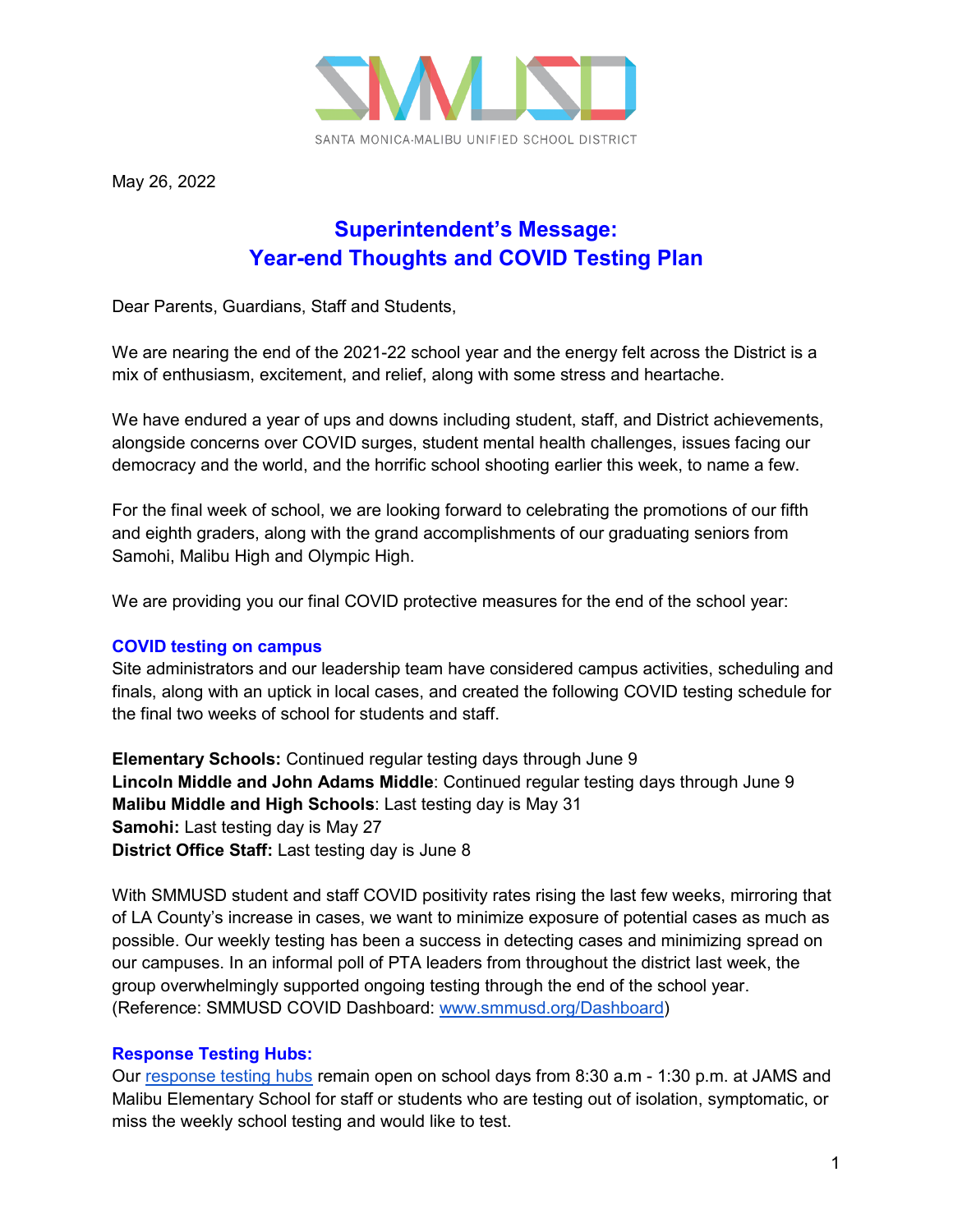SANTA MONICA-MALIBU UNIFIED SCHOOL DISTRICT

May 26, 2022

# Superintendent's Message: Year-end Thoughts and COVID Testing Plan

Dear Parents, Guardians, Staff and Students,

We are nearing the end of the 2021-22 school year and the energy felt across the District is a mix of enthusiasm, excitement, and relief, along with some stress and heartache.

We have endured a year of ups and downs including student, staff, and District achievements, alongside concerns over COVID surges, student mental health challenges, issues facing our democracy and the world, and the horrific school shooting earlier this week, to name a few.

For the final week of school, we are looking forward to celebrating the promotions of our fifth and eighth graders, along with the grand accomplishments of our graduating seniors from Samohi, Malibu High and Olympic High.

We are providing you our final COVID protective measures for the end of the school year:

## COVID testing on campus

Site administrators and our leadership team have considered campus activities, scheduling and finals, along with an uptick in local cases, and created the following COVID testing schedule for the final two weeks of school for students and staff.

**Elementary Schools:** Continued regular testing days through June 9
**Lincoln Middle and John Adams Middle**: Continued regular testing days through June 9
**Malibu Middle and High Schools**: Last testing day is May 31
**Samohi:** Last testing day is May 27
**District Office Staff:** Last testing day is June 8

With SMMUSD student and staff COVID positivity rates rising the last few weeks, mirroring that of LA County's increase in cases, we want to minimize exposure of potential cases as much as possible. Our weekly testing has been a success in detecting cases and minimizing spread on our campuses. In an informal poll of PTA leaders from throughout the district last week, the group overwhelmingly supported ongoing testing through the end of the school year. (Reference: SMMUSD COVID Dashboard: [www.smmusd.org/Dashboard](www.smmusd.org/Dashboard))

## Response Testing Hubs:

Our response testing hubs remain open on school days from 8:30 a.m - 1:30 p.m. at JAMS and Malibu Elementary School for staff or students who are testing out of isolation, symptomatic, or miss the weekly school testing and would like to test.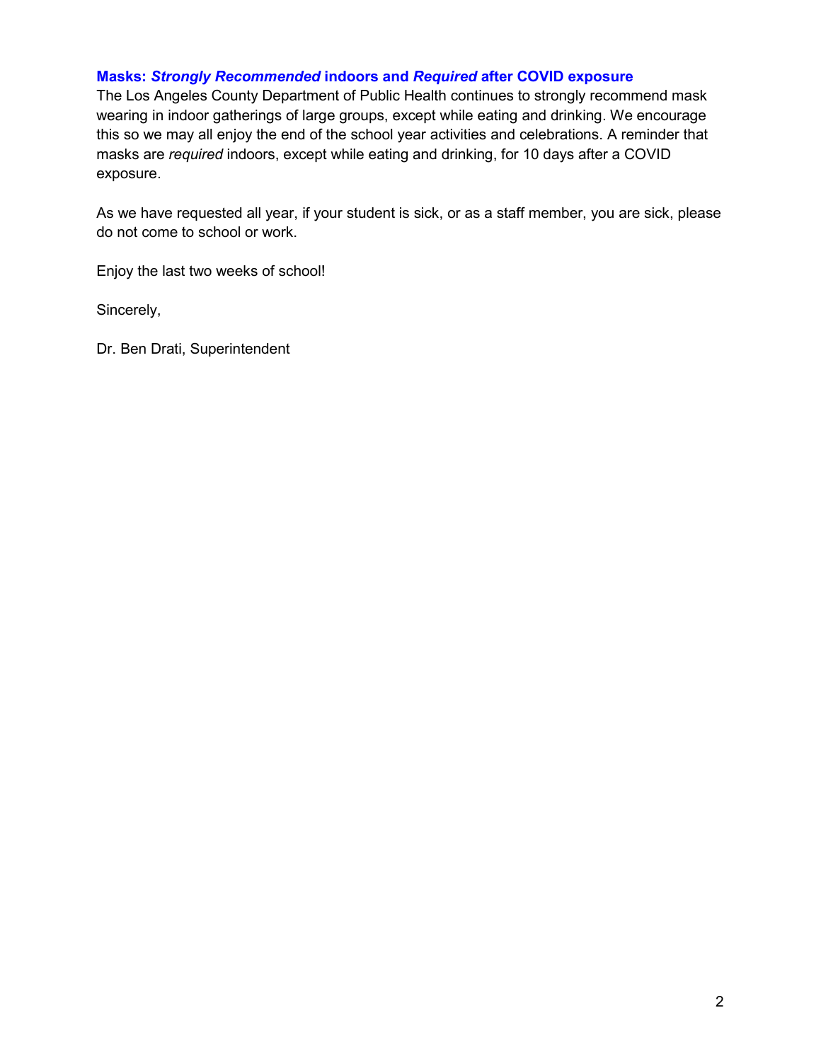### Masks: *Strongly Recommended* indoors and *Required* after COVID exposure

The Los Angeles County Department of Public Health continues to strongly recommend mask wearing in indoor gatherings of large groups, except while eating and drinking. We encourage this so we may all enjoy the end of the school year activities and celebrations. A reminder that masks are *required* indoors, except while eating and drinking, for 10 days after a COVID exposure.

As we have requested all year, if your student is sick, or as a staff member, you are sick, please do not come to school or work.

Enjoy the last two weeks of school!

Sincerely,

Dr. Ben Drati, Superintendent